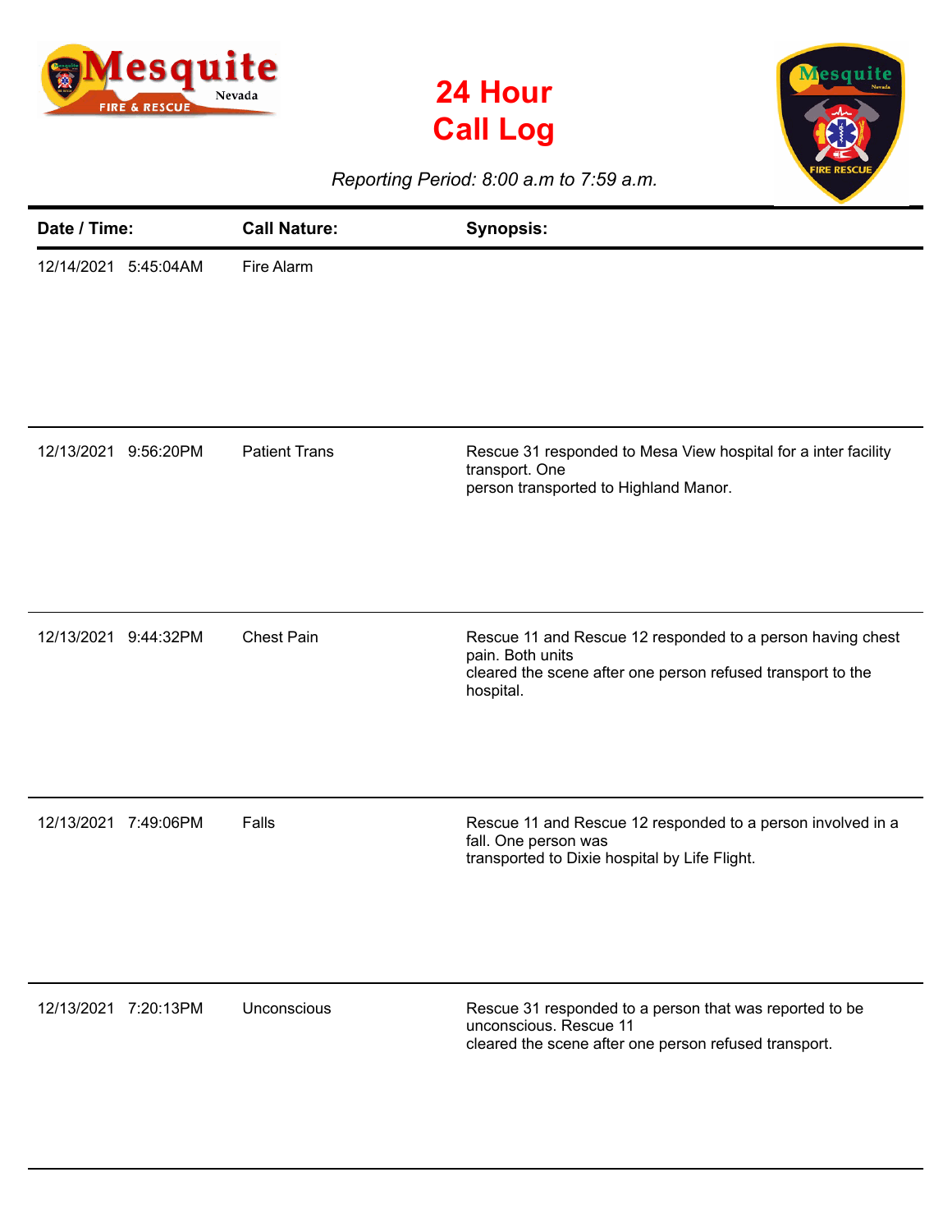# 24 Hour Call Log

*Reporting Period: 8:00 a.m to 7:59 a.m.*

| Date / Time: | Call Nature: | Synopsis: |
|---|---|---|
| 12/14/2021 5:45:04AM | Fire Alarm | |
| 12/13/2021 9:56:20PM | Patient Trans | Rescue 31 responded to Mesa View hospital for a inter facility transport. One person transported to Highland Manor. |
| 12/13/2021 9:44:32PM | Chest Pain | Rescue 11 and Rescue 12 responded to a person having chest pain. Both units cleared the scene after one person refused transport to the hospital. |
| 12/13/2021 7:49:06PM | Falls | Rescue 11 and Rescue 12 responded to a person involved in a fall. One person was transported to Dixie hospital by Life Flight. |
| 12/13/2021 7:20:13PM | Unconscious | Rescue 31 responded to a person that was reported to be unconscious. Rescue 11 cleared the scene after one person refused transport. |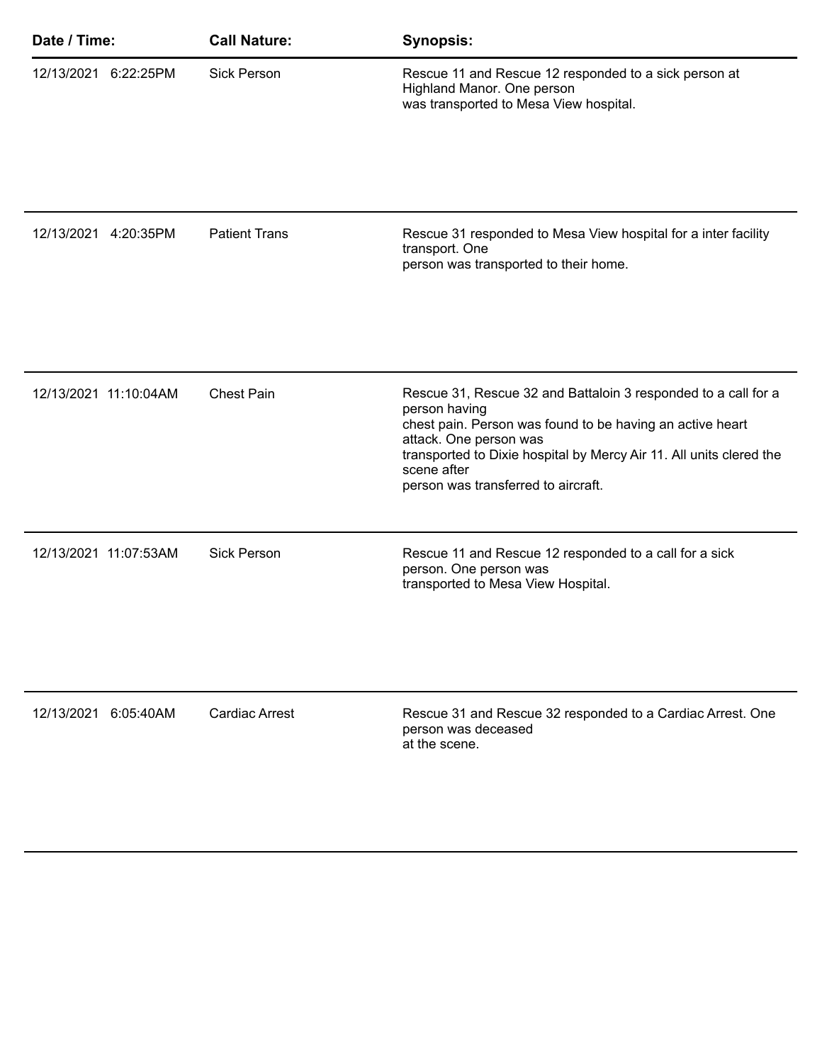| Date / Time: | Call Nature: | Synopsis: |
|---|---|---|
| 12/13/2021 6:22:25PM | Sick Person | Rescue 11 and Rescue 12 responded to a sick person at Highland Manor. One person was transported to Mesa View hospital. |
| 12/13/2021 4:20:35PM | Patient Trans | Rescue 31 responded to Mesa View hospital for a inter facility transport. One person was transported to their home. |
| 12/13/2021 11:10:04AM | Chest Pain | Rescue 31, Rescue 32 and Battaloin 3 responded to a call for a person having chest pain. Person was found to be having an active heart attack. One person was transported to Dixie hospital by Mercy Air 11. All units clered the scene after person was transferred to aircraft. |
| 12/13/2021 11:07:53AM | Sick Person | Rescue 11 and Rescue 12 responded to a call for a sick person. One person was transported to Mesa View Hospital. |
| 12/13/2021 6:05:40AM | Cardiac Arrest | Rescue 31 and Rescue 32 responded to a Cardiac Arrest. One person was deceased at the scene. |